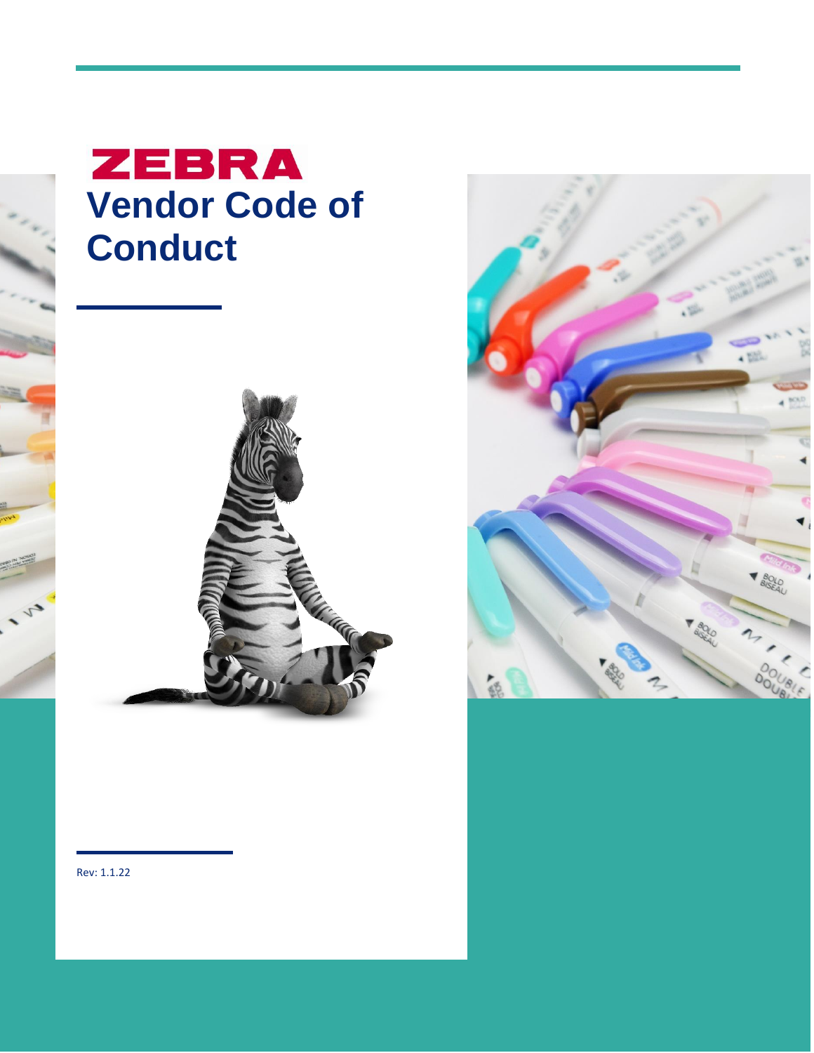# ZEBRA

# Vendor Code of Conduct

Rev: 1.1.22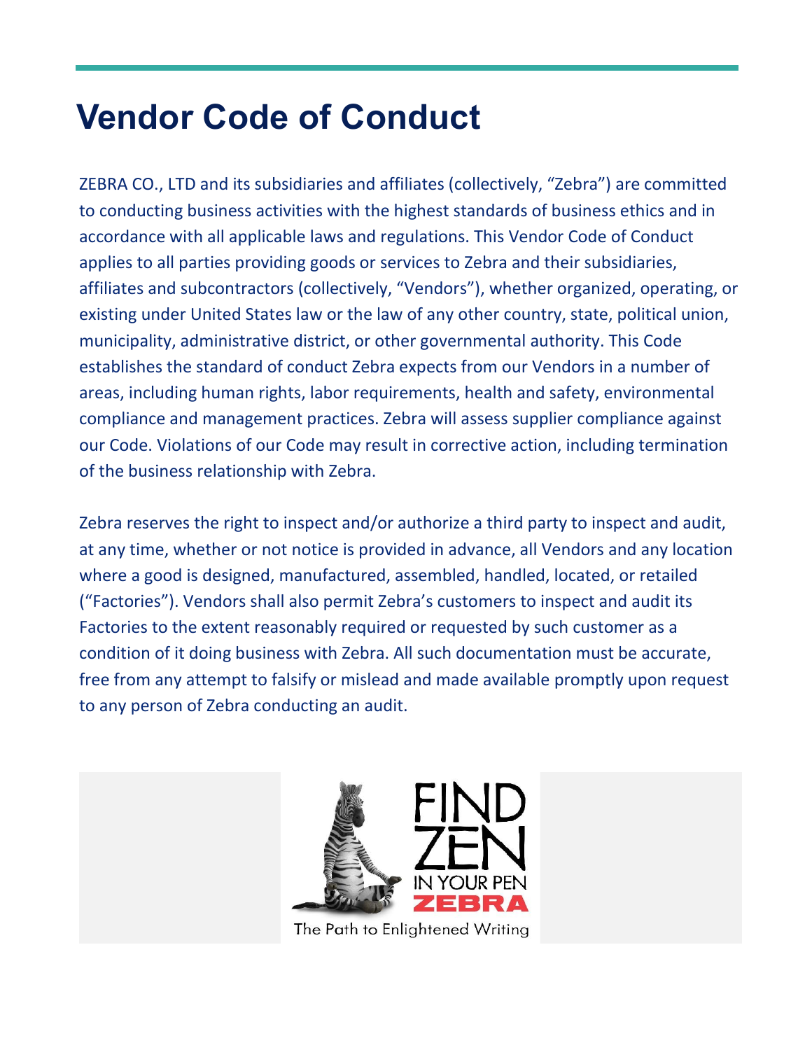# Vendor Code of Conduct

ZEBRA CO., LTD and its subsidiaries and affiliates (collectively, "Zebra") are committed to conducting business activities with the highest standards of business ethics and in accordance with all applicable laws and regulations. This Vendor Code of Conduct applies to all parties providing goods or services to Zebra and their subsidiaries, affiliates and subcontractors (collectively, "Vendors"), whether organized, operating, or existing under United States law or the law of any other country, state, political union, municipality, administrative district, or other governmental authority. This Code establishes the standard of conduct Zebra expects from our Vendors in a number of areas, including human rights, labor requirements, health and safety, environmental compliance and management practices. Zebra will assess supplier compliance against our Code. Violations of our Code may result in corrective action, including termination of the business relationship with Zebra.

Zebra reserves the right to inspect and/or authorize a third party to inspect and audit, at any time, whether or not notice is provided in advance, all Vendors and any location where a good is designed, manufactured, assembled, handled, located, or retailed ("Factories"). Vendors shall also permit Zebra's customers to inspect and audit its Factories to the extent reasonably required or requested by such customer as a condition of it doing business with Zebra. All such documentation must be accurate, free from any attempt to falsify or mislead and made available promptly upon request to any person of Zebra conducting an audit.

FIND ZEN IN YOUR PEN
ZEBRA
The Path to Enlightened Writing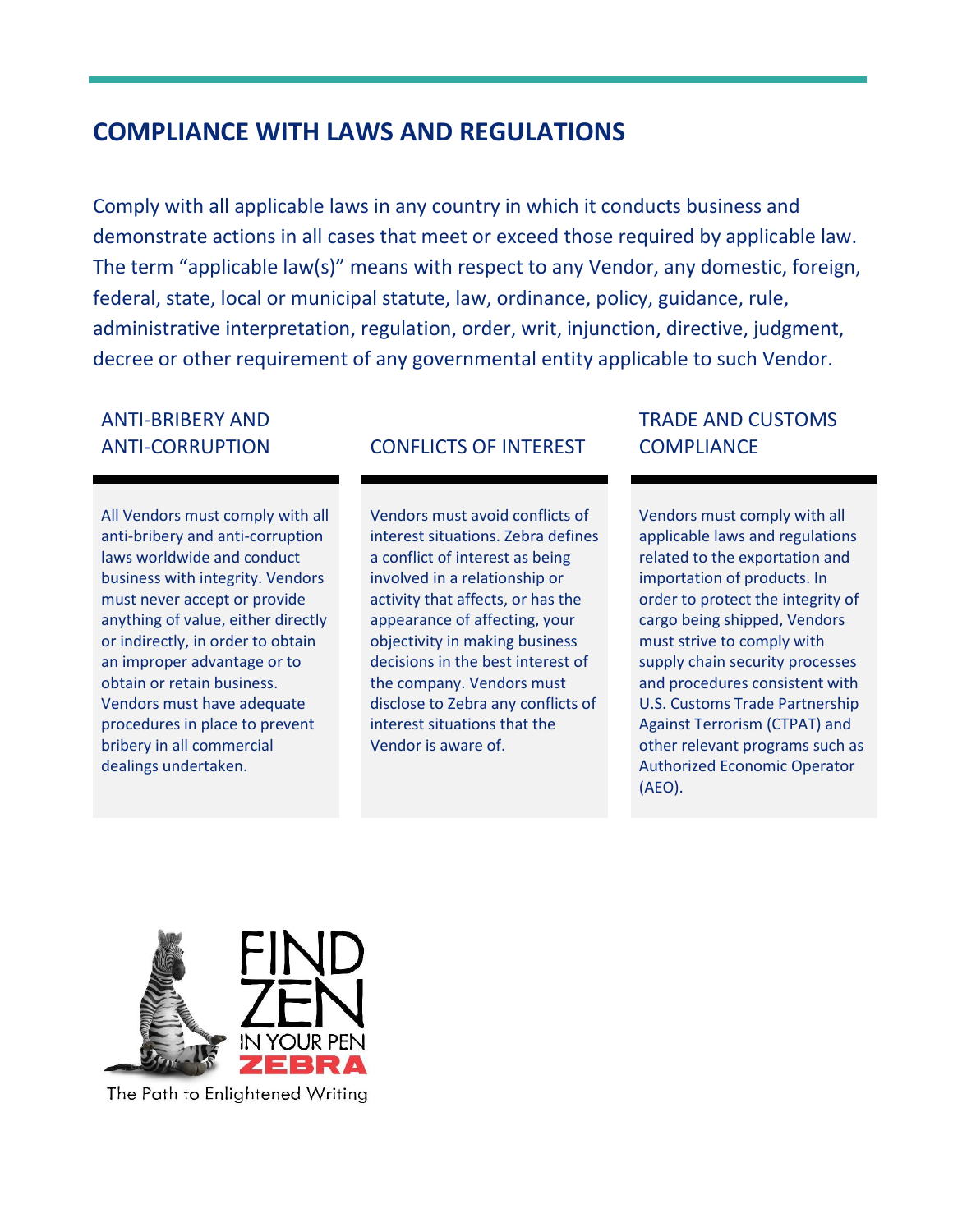## COMPLIANCE WITH LAWS AND REGULATIONS

Comply with all applicable laws in any country in which it conducts business and demonstrate actions in all cases that meet or exceed those required by applicable law. The term "applicable law(s)" means with respect to any Vendor, any domestic, foreign, federal, state, local or municipal statute, law, ordinance, policy, guidance, rule, administrative interpretation, regulation, order, writ, injunction, directive, judgment, decree or other requirement of any governmental entity applicable to such Vendor.

### ANTI-BRIBERY AND ANTI-CORRUPTION

All Vendors must comply with all anti-bribery and anti-corruption laws worldwide and conduct business with integrity. Vendors must never accept or provide anything of value, either directly or indirectly, in order to obtain an improper advantage or to obtain or retain business. Vendors must have adequate procedures in place to prevent bribery in all commercial dealings undertaken.

### CONFLICTS OF INTEREST

Vendors must avoid conflicts of interest situations. Zebra defines a conflict of interest as being involved in a relationship or activity that affects, or has the appearance of affecting, your objectivity in making business decisions in the best interest of the company. Vendors must disclose to Zebra any conflicts of interest situations that the Vendor is aware of.

### TRADE AND CUSTOMS COMPLIANCE

Vendors must comply with all applicable laws and regulations related to the exportation and importation of products. In order to protect the integrity of cargo being shipped, Vendors must strive to comply with supply chain security processes and procedures consistent with U.S. Customs Trade Partnership Against Terrorism (CTPAT) and other relevant programs such as Authorized Economic Operator (AEO).

FIND ZEN IN YOUR PEN
ZEBRA
The Path to Enlightened Writing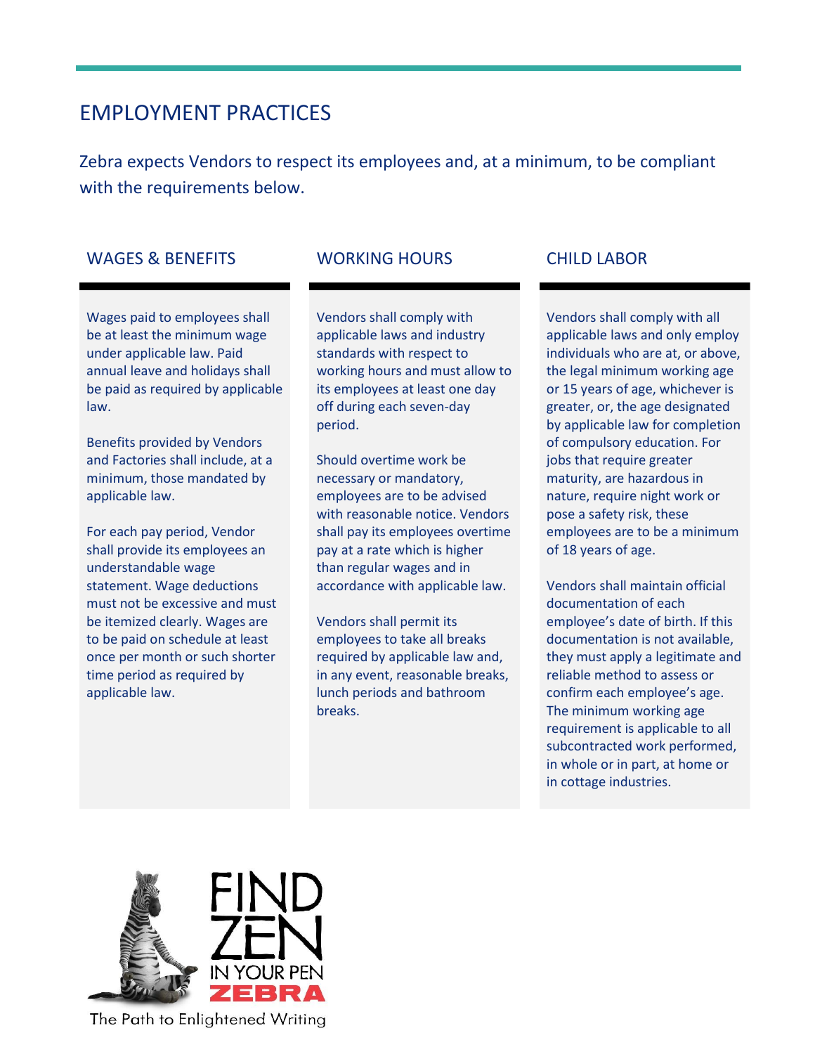# EMPLOYMENT PRACTICES

Zebra expects Vendors to respect its employees and, at a minimum, to be compliant with the requirements below.

## WAGES & BENEFITS

Wages paid to employees shall be at least the minimum wage under applicable law. Paid annual leave and holidays shall be paid as required by applicable law.

Benefits provided by Vendors and Factories shall include, at a minimum, those mandated by applicable law.

For each pay period, Vendor shall provide its employees an understandable wage statement. Wage deductions must not be excessive and must be itemized clearly. Wages are to be paid on schedule at least once per month or such shorter time period as required by applicable law.

## WORKING HOURS

Vendors shall comply with applicable laws and industry standards with respect to working hours and must allow to its employees at least one day off during each seven-day period.

Should overtime work be necessary or mandatory, employees are to be advised with reasonable notice. Vendors shall pay its employees overtime pay at a rate which is higher than regular wages and in accordance with applicable law.

Vendors shall permit its employees to take all breaks required by applicable law and, in any event, reasonable breaks, lunch periods and bathroom breaks.

## CHILD LABOR

Vendors shall comply with all applicable laws and only employ individuals who are at, or above, the legal minimum working age or 15 years of age, whichever is greater, or, the age designated by applicable law for completion of compulsory education. For jobs that require greater maturity, are hazardous in nature, require night work or pose a safety risk, these employees are to be a minimum of 18 years of age.

Vendors shall maintain official documentation of each employee's date of birth. If this documentation is not available, they must apply a legitimate and reliable method to assess or confirm each employee's age. The minimum working age requirement is applicable to all subcontracted work performed, in whole or in part, at home or in cottage industries.

FIND ZEN IN YOUR PEN
ZEBRA
The Path to Enlightened Writing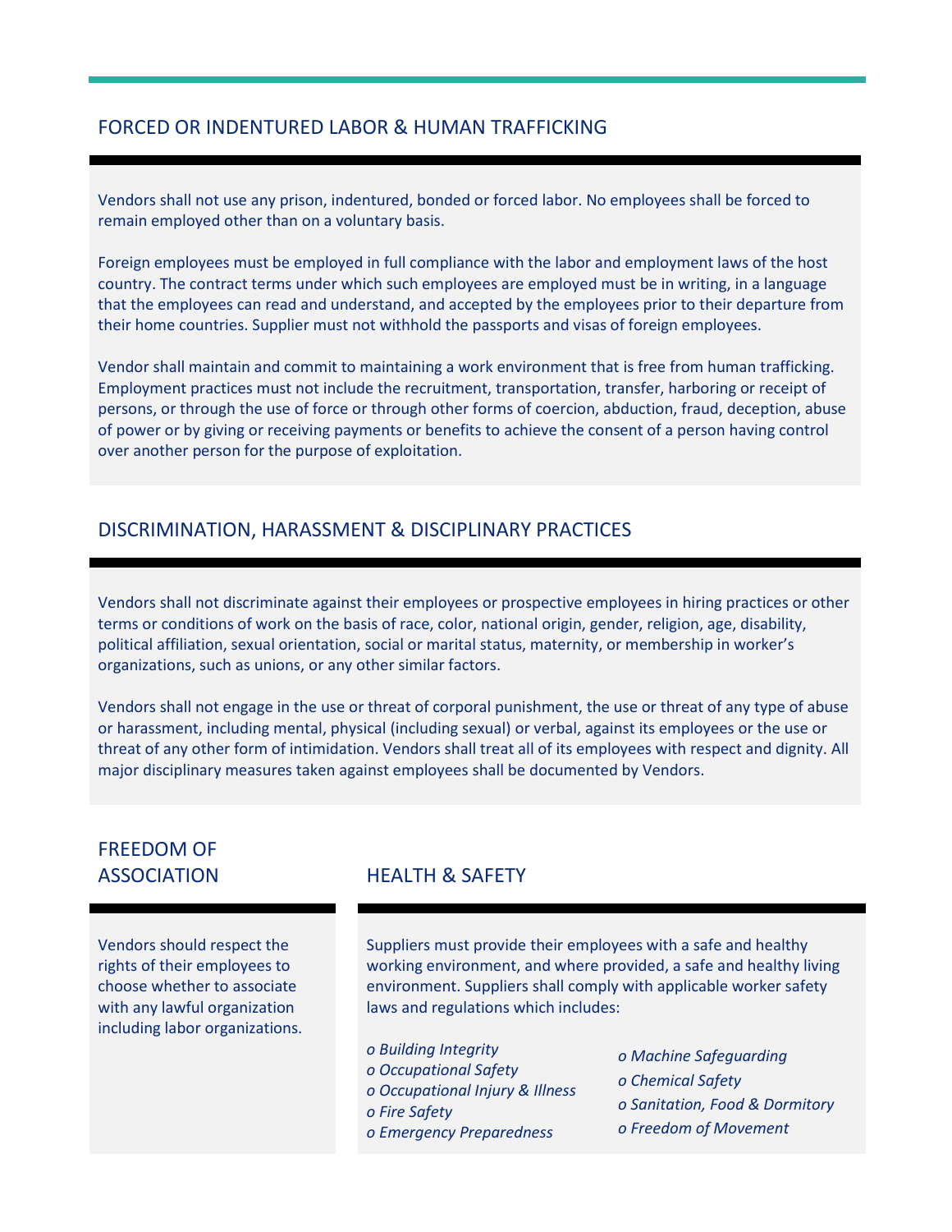## FORCED OR INDENTURED LABOR & HUMAN TRAFFICKING

Vendors shall not use any prison, indentured, bonded or forced labor. No employees shall be forced to remain employed other than on a voluntary basis.

Foreign employees must be employed in full compliance with the labor and employment laws of the host country. The contract terms under which such employees are employed must be in writing, in a language that the employees can read and understand, and accepted by the employees prior to their departure from their home countries. Supplier must not withhold the passports and visas of foreign employees.

Vendor shall maintain and commit to maintaining a work environment that is free from human trafficking. Employment practices must not include the recruitment, transportation, transfer, harboring or receipt of persons, or through the use of force or through other forms of coercion, abduction, fraud, deception, abuse of power or by giving or receiving payments or benefits to achieve the consent of a person having control over another person for the purpose of exploitation.

## DISCRIMINATION, HARASSMENT & DISCIPLINARY PRACTICES

Vendors shall not discriminate against their employees or prospective employees in hiring practices or other terms or conditions of work on the basis of race, color, national origin, gender, religion, age, disability, political affiliation, sexual orientation, social or marital status, maternity, or membership in worker's organizations, such as unions, or any other similar factors.

Vendors shall not engage in the use or threat of corporal punishment, the use or threat of any type of abuse or harassment, including mental, physical (including sexual) or verbal, against its employees or the use or threat of any other form of intimidation. Vendors shall treat all of its employees with respect and dignity. All major disciplinary measures taken against employees shall be documented by Vendors.

## FREEDOM OF ASSOCIATION

Vendors should respect the rights of their employees to choose whether to associate with any lawful organization including labor organizations.

## HEALTH & SAFETY

Suppliers must provide their employees with a safe and healthy working environment, and where provided, a safe and healthy living environment. Suppliers shall comply with applicable worker safety laws and regulations which includes:

- *Building Integrity*
- *Occupational Safety*
- *Occupational Injury & Illness*
- *Fire Safety*
- *Emergency Preparedness*
- *Machine Safeguarding*
- *Chemical Safety*
- *Sanitation, Food & Dormitory*
- *Freedom of Movement*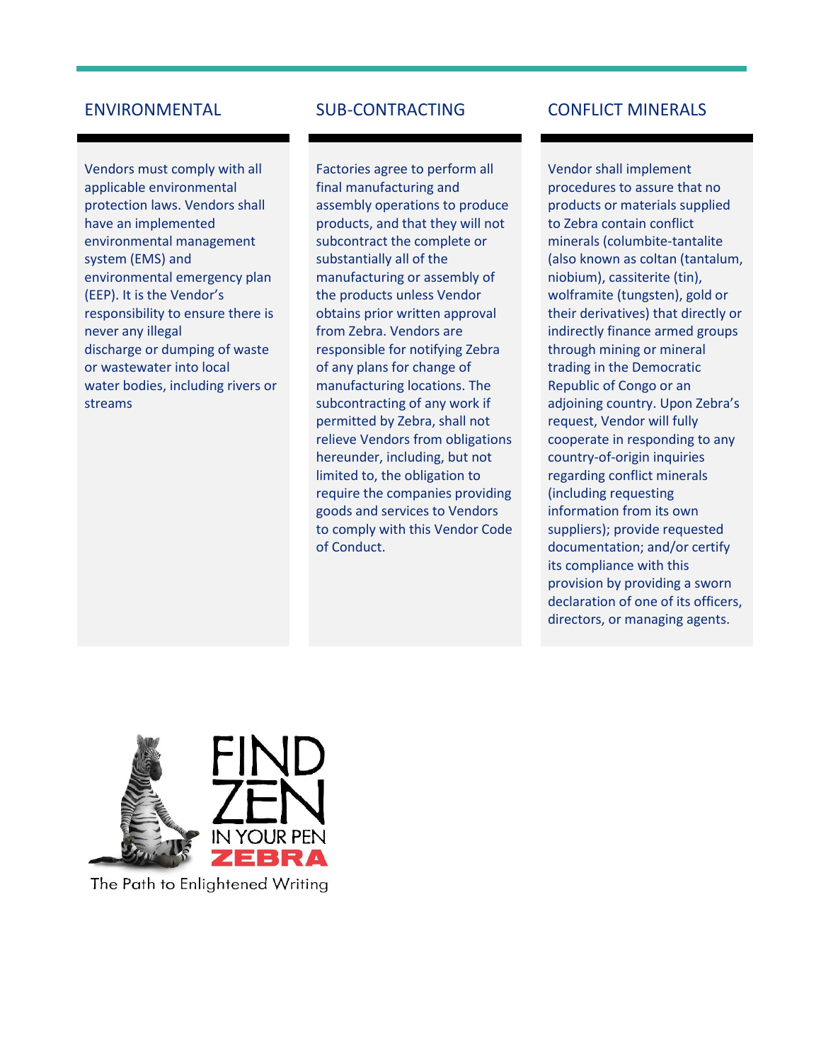## ENVIRONMENTAL

Vendors must comply with all applicable environmental protection laws. Vendors shall have an implemented environmental management system (EMS) and environmental emergency plan (EEP). It is the Vendor's responsibility to ensure there is never any illegal discharge or dumping of waste or wastewater into local water bodies, including rivers or streams

## SUB-CONTRACTING

Factories agree to perform all final manufacturing and assembly operations to produce products, and that they will not subcontract the complete or substantially all of the manufacturing or assembly of the products unless Vendor obtains prior written approval from Zebra. Vendors are responsible for notifying Zebra of any plans for change of manufacturing locations. The subcontracting of any work if permitted by Zebra, shall not relieve Vendors from obligations hereunder, including, but not limited to, the obligation to require the companies providing goods and services to Vendors to comply with this Vendor Code of Conduct.

## CONFLICT MINERALS

Vendor shall implement procedures to assure that no products or materials supplied to Zebra contain conflict minerals (columbite-tantalite (also known as coltan (tantalum, niobium), cassiterite (tin), wolframite (tungsten), gold or their derivatives) that directly or indirectly finance armed groups through mining or mineral trading in the Democratic Republic of Congo or an adjoining country. Upon Zebra's request, Vendor will fully cooperate in responding to any country-of-origin inquiries regarding conflict minerals (including requesting information from its own suppliers); provide requested documentation; and/or certify its compliance with this provision by providing a sworn declaration of one of its officers, directors, or managing agents.

FIND ZEN IN YOUR PEN
ZEBRA
The Path to Enlightened Writing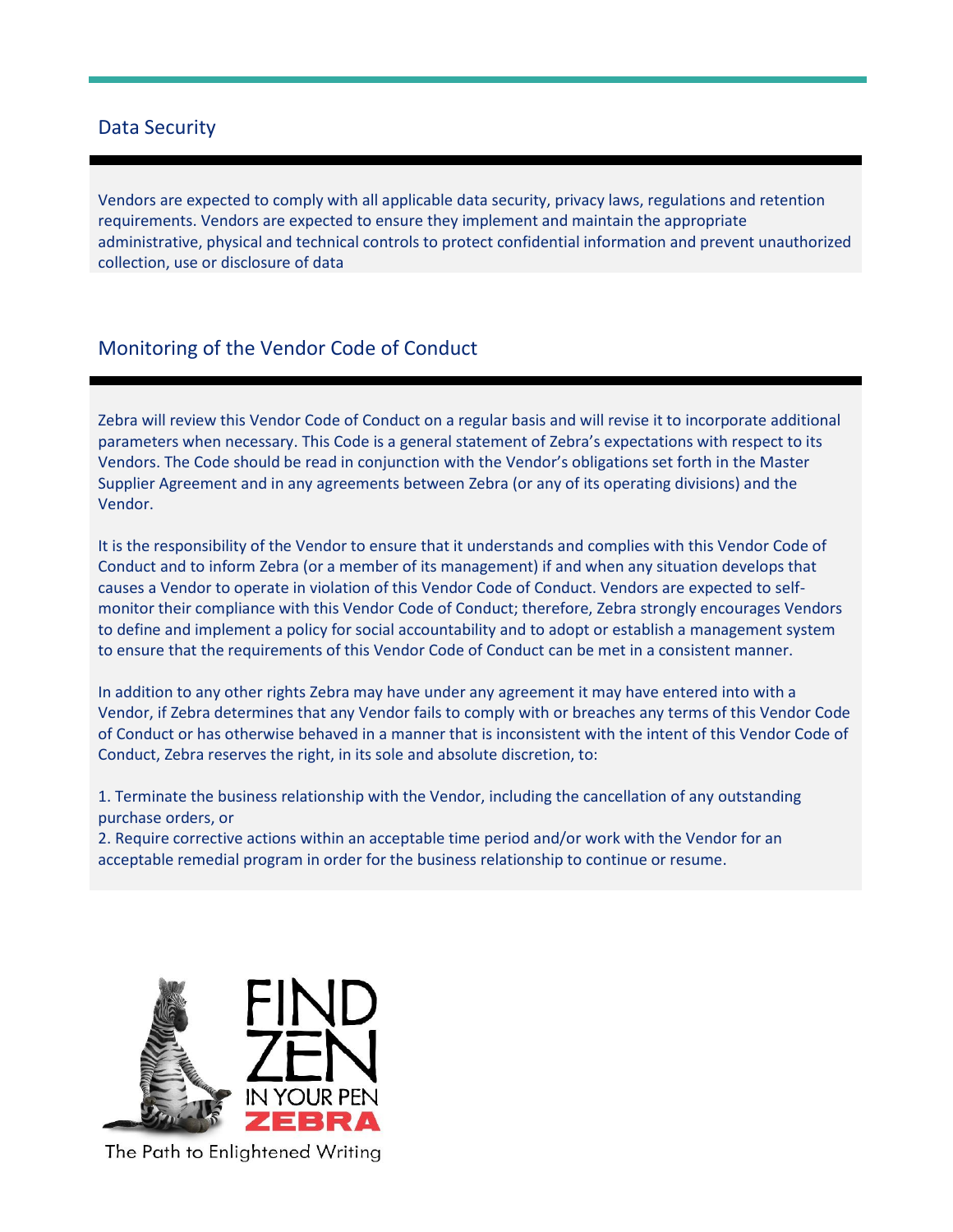## Data Security

Vendors are expected to comply with all applicable data security, privacy laws, regulations and retention requirements. Vendors are expected to ensure they implement and maintain the appropriate administrative, physical and technical controls to protect confidential information and prevent unauthorized collection, use or disclosure of data

## Monitoring of the Vendor Code of Conduct

Zebra will review this Vendor Code of Conduct on a regular basis and will revise it to incorporate additional parameters when necessary. This Code is a general statement of Zebra's expectations with respect to its Vendors. The Code should be read in conjunction with the Vendor's obligations set forth in the Master Supplier Agreement and in any agreements between Zebra (or any of its operating divisions) and the Vendor.

It is the responsibility of the Vendor to ensure that it understands and complies with this Vendor Code of Conduct and to inform Zebra (or a member of its management) if and when any situation develops that causes a Vendor to operate in violation of this Vendor Code of Conduct. Vendors are expected to self-monitor their compliance with this Vendor Code of Conduct; therefore, Zebra strongly encourages Vendors to define and implement a policy for social accountability and to adopt or establish a management system to ensure that the requirements of this Vendor Code of Conduct can be met in a consistent manner.

In addition to any other rights Zebra may have under any agreement it may have entered into with a Vendor, if Zebra determines that any Vendor fails to comply with or breaches any terms of this Vendor Code of Conduct or has otherwise behaved in a manner that is inconsistent with the intent of this Vendor Code of Conduct, Zebra reserves the right, in its sole and absolute discretion, to:

1. Terminate the business relationship with the Vendor, including the cancellation of any outstanding purchase orders, or
2. Require corrective actions within an acceptable time period and/or work with the Vendor for an acceptable remedial program in order for the business relationship to continue or resume.

FIND ZEN IN YOUR PEN
ZEBRA
The Path to Enlightened Writing